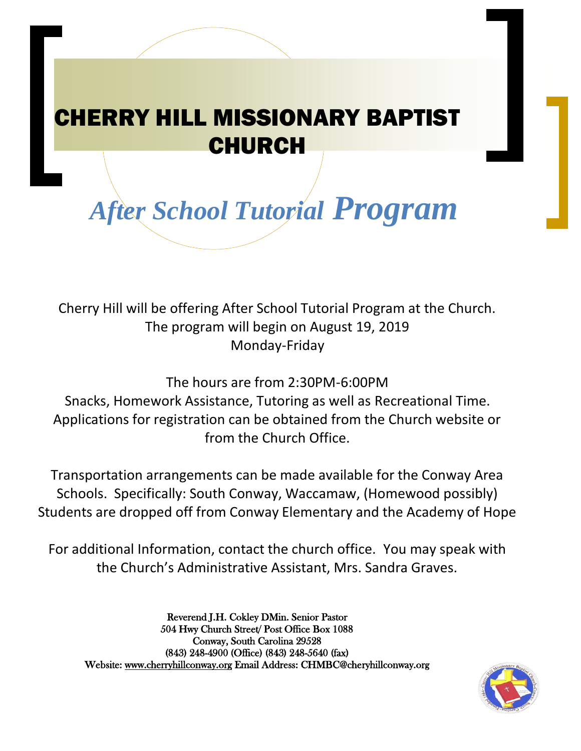# CHERRY HILL MISSIONARY BAPTIST CHURCH

## *After School Tutorial Program*

Cherry Hill will be offering After School Tutorial Program at the Church.
The program will begin on August 19, 2019
Monday-Friday

The hours are from 2:30PM-6:00PM
Snacks, Homework Assistance, Tutoring as well as Recreational Time.
Applications for registration can be obtained from the Church website or from the Church Office.

Transportation arrangements can be made available for the Conway Area Schools. Specifically: South Conway, Waccamaw, (Homewood possibly)
Students are dropped off from Conway Elementary and the Academy of Hope

For additional Information, contact the church office. You may speak with the Church's Administrative Assistant, Mrs. Sandra Graves.

Reverend J.H. Cokley DMin. Senior Pastor
504 Hwy Church Street/ Post Office Box 1088
Conway, South Carolina 29528
(843) 248-4900 (Office) (843) 248-5640 (fax)
Website: www.cherryhillconway.org Email Address: CHMBC@cheryhillconway.org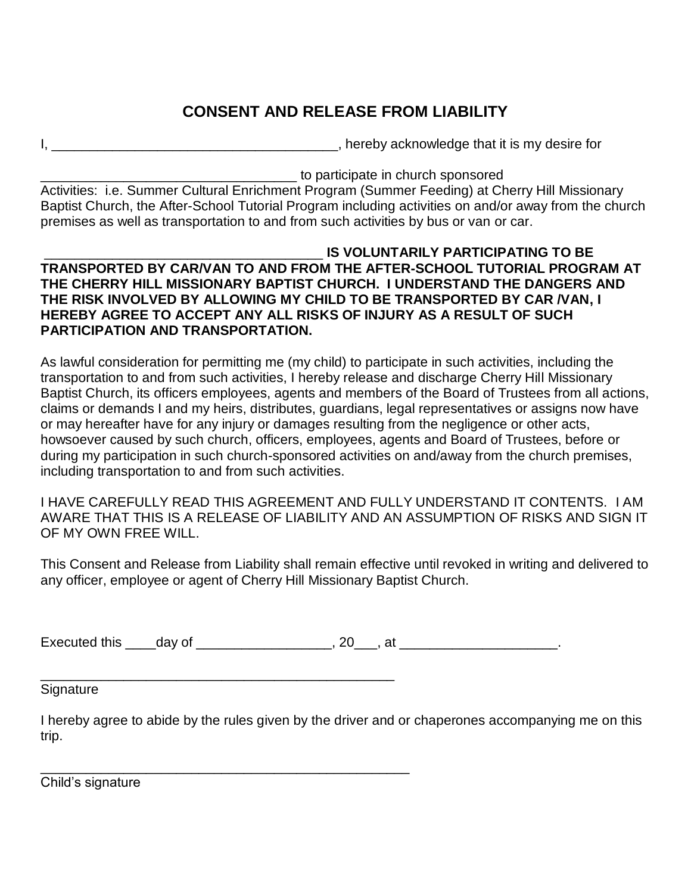# CONSENT AND RELEASE FROM LIABILITY

I, ______________________________________, hereby acknowledge that it is my desire for

_________________________________ to participate in church sponsored Activities: i.e. Summer Cultural Enrichment Program (Summer Feeding) at Cherry Hill Missionary Baptist Church, the After-School Tutorial Program including activities on and/or away from the church premises as well as transportation to and from such activities by bus or van or car.

**_____________________________________ IS VOLUNTARILY PARTICIPATING TO BE TRANSPORTED BY CAR/VAN TO AND FROM THE AFTER-SCHOOL TUTORIAL PROGRAM AT THE CHERRY HILL MISSIONARY BAPTIST CHURCH. I UNDERSTAND THE DANGERS AND THE RISK INVOLVED BY ALLOWING MY CHILD TO BE TRANSPORTED BY CAR /VAN, I HEREBY AGREE TO ACCEPT ANY ALL RISKS OF INJURY AS A RESULT OF SUCH PARTICIPATION AND TRANSPORTATION.**

As lawful consideration for permitting me (my child) to participate in such activities, including the transportation to and from such activities, I hereby release and discharge Cherry Hill Missionary Baptist Church, its officers employees, agents and members of the Board of Trustees from all actions, claims or demands I and my heirs, distributes, guardians, legal representatives or assigns now have or may hereafter have for any injury or damages resulting from the negligence or other acts, howsoever caused by such church, officers, employees, agents and Board of Trustees, before or during my participation in such church-sponsored activities on and/away from the church premises, including transportation to and from such activities.

I HAVE CAREFULLY READ THIS AGREEMENT AND FULLY UNDERSTAND IT CONTENTS. I AM AWARE THAT THIS IS A RELEASE OF LIABILITY AND AN ASSUMPTION OF RISKS AND SIGN IT OF MY OWN FREE WILL.

This Consent and Release from Liability shall remain effective until revoked in writing and delivered to any officer, employee or agent of Cherry Hill Missionary Baptist Church.

Executed this ____day of __________________, 20___, at _____________________.

_________________________________________________
Signature

I hereby agree to abide by the rules given by the driver and or chaperones accompanying me on this trip.

___________________________________________________
Child's signature